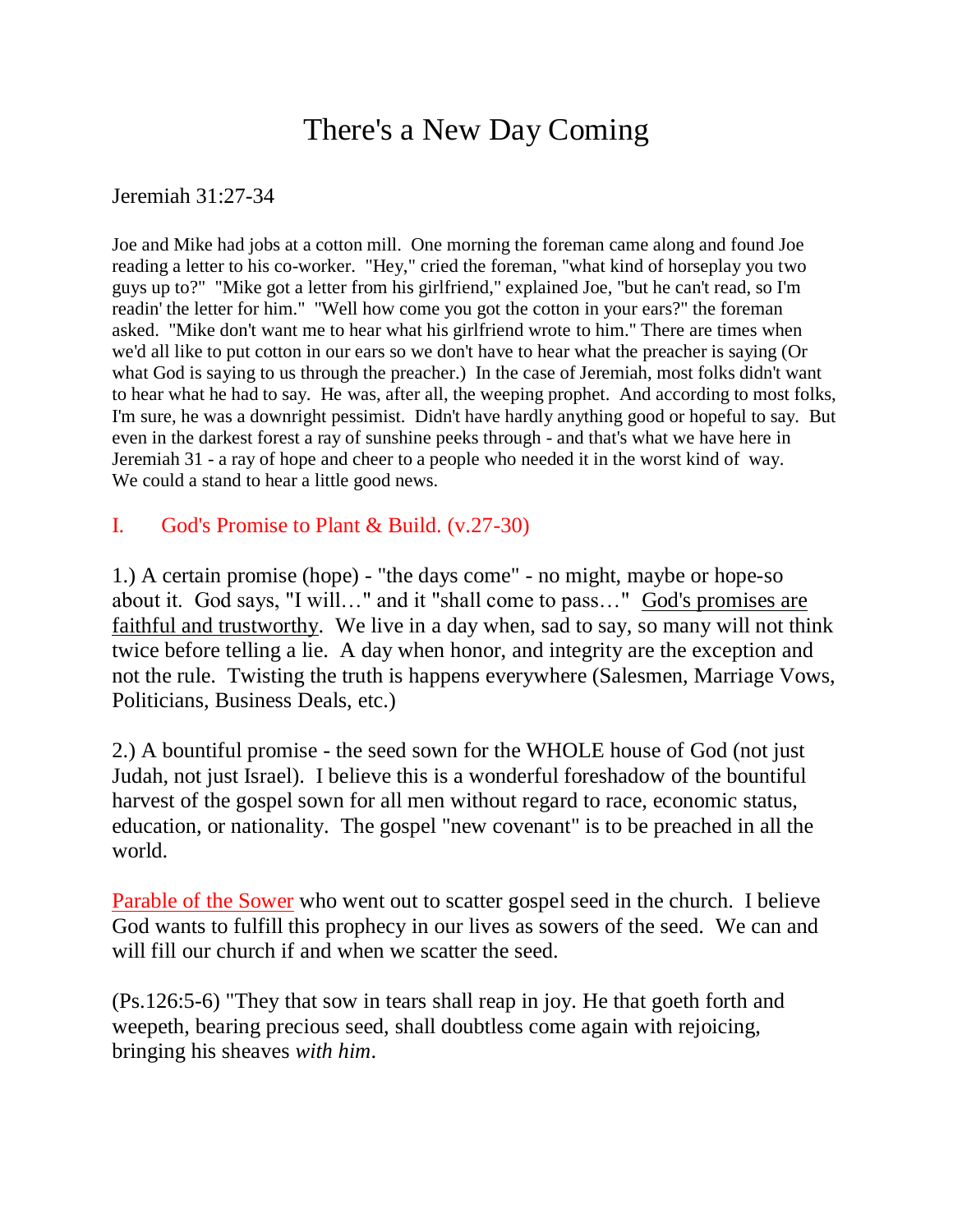# There's a New Day Coming

Jeremiah 31:27-34

Joe and Mike had jobs at a cotton mill. One morning the foreman came along and found Joe reading a letter to his co-worker. "Hey," cried the foreman, "what kind of horseplay you two guys up to?" "Mike got a letter from his girlfriend," explained Joe, "but he can't read, so I'm readin' the letter for him." "Well how come you got the cotton in your ears?" the foreman asked. "Mike don't want me to hear what his girlfriend wrote to him." There are times when we'd all like to put cotton in our ears so we don't have to hear what the preacher is saying (Or what God is saying to us through the preacher.) In the case of Jeremiah, most folks didn't want to hear what he had to say. He was, after all, the weeping prophet. And according to most folks, I'm sure, he was a downright pessimist. Didn't have hardly anything good or hopeful to say. But even in the darkest forest a ray of sunshine peeks through - and that's what we have here in Jeremiah 31 - a ray of hope and cheer to a people who needed it in the worst kind of way. We could a stand to hear a little good news.

## I. God's Promise to Plant & Build. (v.27-30)

1.) A certain promise (hope) - "the days come" - no might, maybe or hope-so about it. God says, "I will…" and it "shall come to pass…" God's promises are faithful and trustworthy. We live in a day when, sad to say, so many will not think twice before telling a lie. A day when honor, and integrity are the exception and not the rule. Twisting the truth is happens everywhere (Salesmen, Marriage Vows, Politicians, Business Deals, etc.)

2.) A bountiful promise - the seed sown for the WHOLE house of God (not just Judah, not just Israel). I believe this is a wonderful foreshadow of the bountiful harvest of the gospel sown for all men without regard to race, economic status, education, or nationality. The gospel "new covenant" is to be preached in all the world.

Parable of the Sower who went out to scatter gospel seed in the church. I believe God wants to fulfill this prophecy in our lives as sowers of the seed. We can and will fill our church if and when we scatter the seed.

(Ps.126:5-6) "They that sow in tears shall reap in joy. He that goeth forth and weepeth, bearing precious seed, shall doubtless come again with rejoicing, bringing his sheaves *with him*.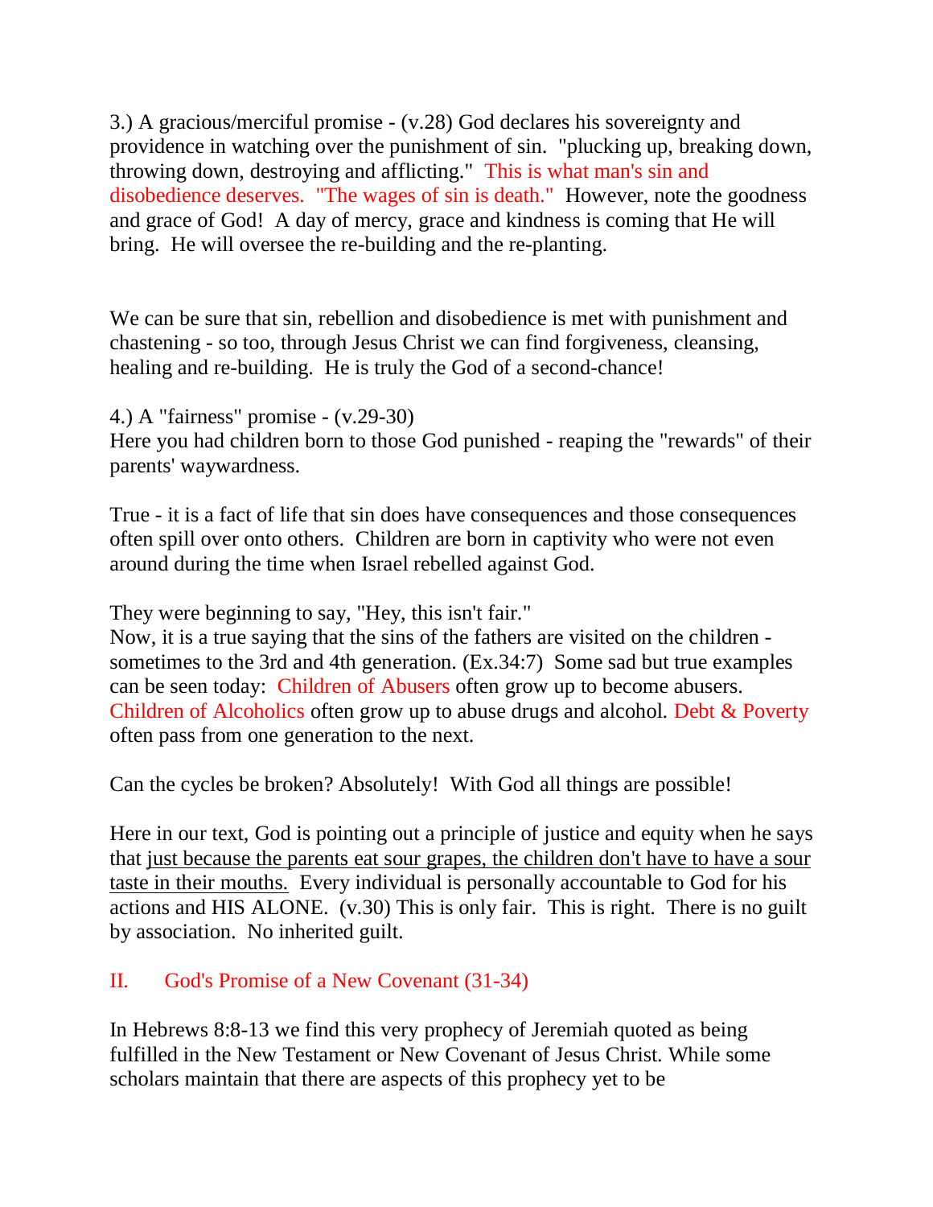3.) A gracious/merciful promise - (v.28) God declares his sovereignty and providence in watching over the punishment of sin. "plucking up, breaking down, throwing down, destroying and afflicting." This is what man's sin and disobedience deserves. "The wages of sin is death." However, note the goodness and grace of God! A day of mercy, grace and kindness is coming that He will bring. He will oversee the re-building and the re-planting.

We can be sure that sin, rebellion and disobedience is met with punishment and chastening - so too, through Jesus Christ we can find forgiveness, cleansing, healing and re-building. He is truly the God of a second-chance!

4.) A "fairness" promise - (v.29-30)
Here you had children born to those God punished - reaping the "rewards" of their parents' waywardness.

True - it is a fact of life that sin does have consequences and those consequences often spill over onto others. Children are born in captivity who were not even around during the time when Israel rebelled against God.

They were beginning to say, "Hey, this isn't fair."
Now, it is a true saying that the sins of the fathers are visited on the children - sometimes to the 3rd and 4th generation. (Ex.34:7) Some sad but true examples can be seen today: Children of Abusers often grow up to become abusers. Children of Alcoholics often grow up to abuse drugs and alcohol. Debt & Poverty often pass from one generation to the next.

Can the cycles be broken? Absolutely! With God all things are possible!

Here in our text, God is pointing out a principle of justice and equity when he says that just because the parents eat sour grapes, the children don't have to have a sour taste in their mouths. Every individual is personally accountable to God for his actions and HIS ALONE. (v.30) This is only fair. This is right. There is no guilt by association. No inherited guilt.

## II. God's Promise of a New Covenant (31-34)

In Hebrews 8:8-13 we find this very prophecy of Jeremiah quoted as being fulfilled in the New Testament or New Covenant of Jesus Christ. While some scholars maintain that there are aspects of this prophecy yet to be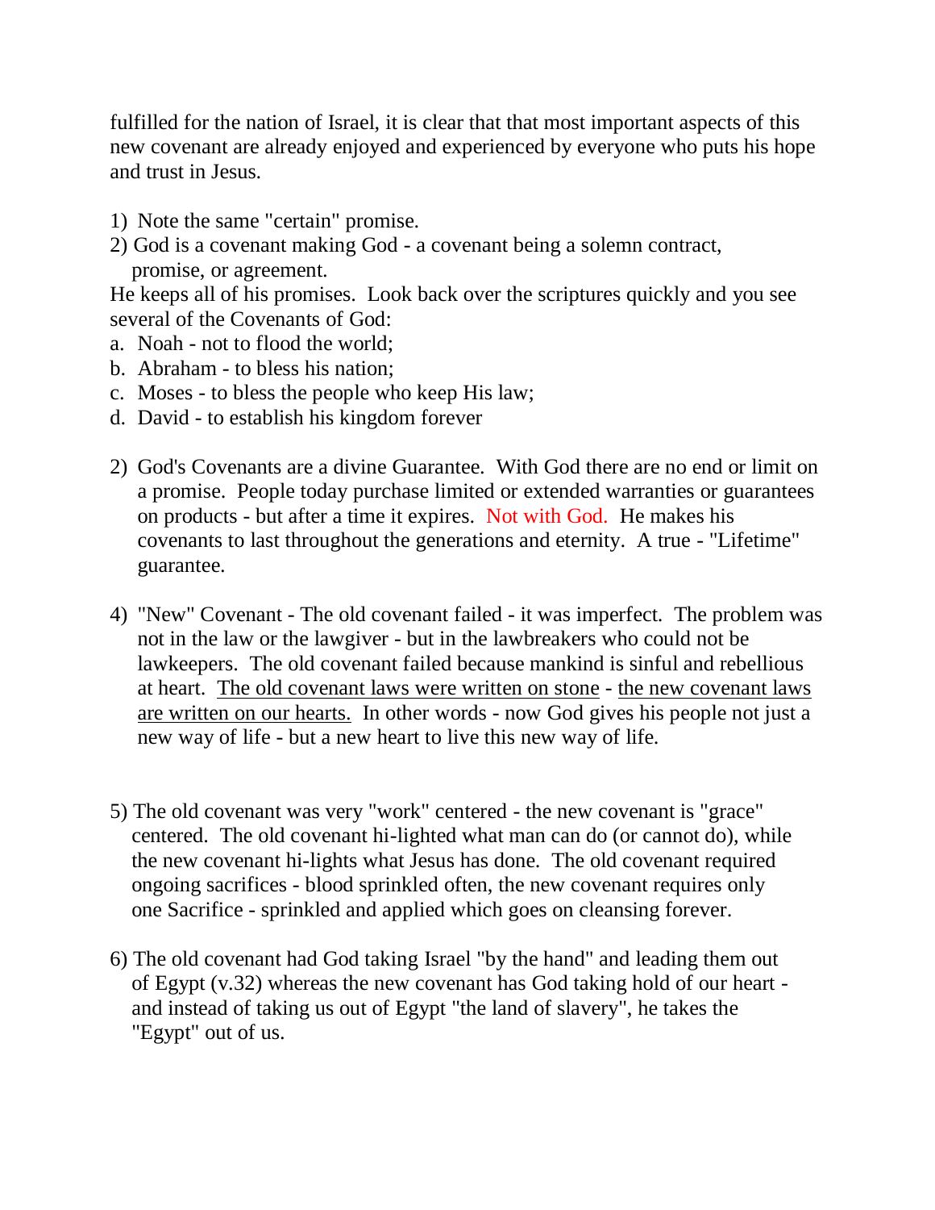fulfilled for the nation of Israel, it is clear that that most important aspects of this new covenant are already enjoyed and experienced by everyone who puts his hope and trust in Jesus.

1) Note the same "certain" promise.
2) God is a covenant making God - a covenant being a solemn contract, promise, or agreement.

He keeps all of his promises. Look back over the scriptures quickly and you see several of the Covenants of God:

a. Noah - not to flood the world;
b. Abraham - to bless his nation;
c. Moses - to bless the people who keep His law;
d. David - to establish his kingdom forever

2) God's Covenants are a divine Guarantee. With God there are no end or limit on a promise. People today purchase limited or extended warranties or guarantees on products - but after a time it expires. Not with God. He makes his covenants to last throughout the generations and eternity. A true - "Lifetime" guarantee.

4) "New" Covenant - The old covenant failed - it was imperfect. The problem was not in the law or the lawgiver - but in the lawbreakers who could not be lawkeepers. The old covenant failed because mankind is sinful and rebellious at heart. <u>The old covenant laws were written on stone</u> - <u>the new covenant laws are written on our hearts.</u> In other words - now God gives his people not just a new way of life - but a new heart to live this new way of life.

5) The old covenant was very "work" centered - the new covenant is "grace" centered. The old covenant hi-lighted what man can do (or cannot do), while the new covenant hi-lights what Jesus has done. The old covenant required ongoing sacrifices - blood sprinkled often, the new covenant requires only one Sacrifice - sprinkled and applied which goes on cleansing forever.

6) The old covenant had God taking Israel "by the hand" and leading them out of Egypt (v.32) whereas the new covenant has God taking hold of our heart - and instead of taking us out of Egypt "the land of slavery", he takes the "Egypt" out of us.